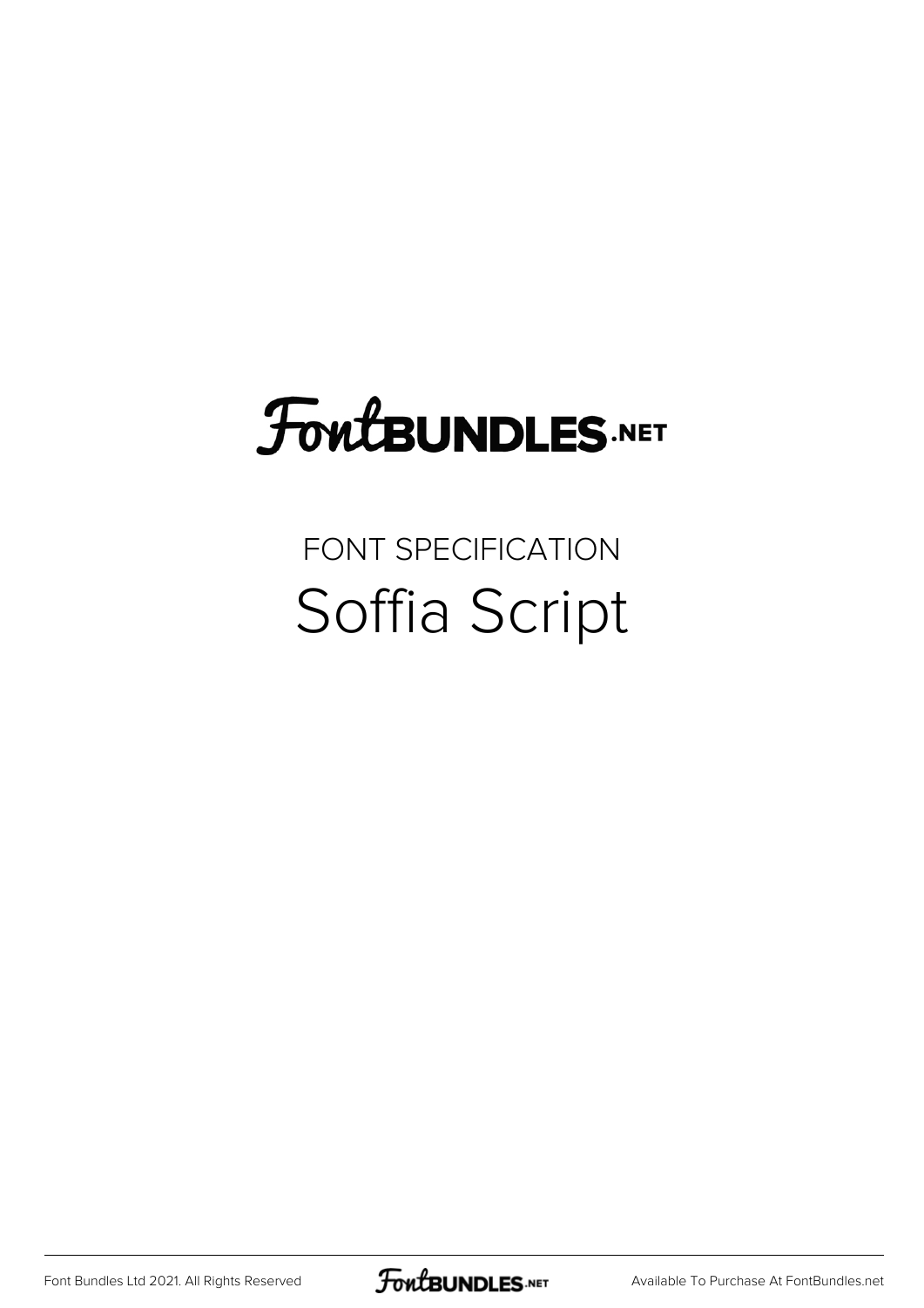# FontBUNDLES.NET

FONT SPECIFICATION

## Soffia Script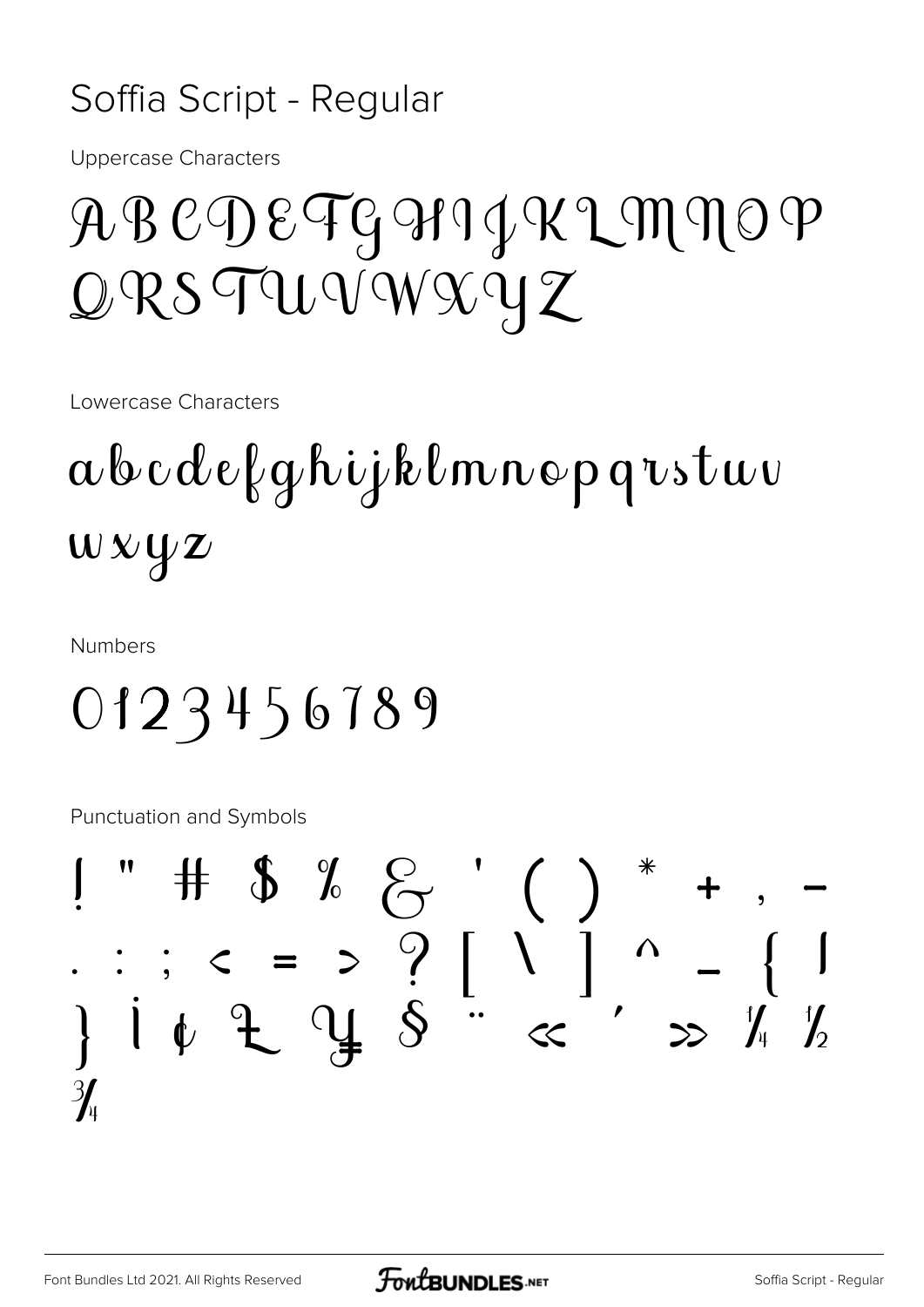# Soffia Script - Regular

Uppercase Characters

ABCDEFGHIJKLMNOP
QRSTUVWXYZ

Lowercase Characters

abcdefghijklmnopqrstuv
wxyz

Numbers

0123456789

Punctuation and Symbols

! " # $ % & ' ( ) * + , -
. : ; < = > ? [ \ ] ^ _ { |
} ¡ ¢ £ ¥ § ¨ « ´ » ¼ ½
¾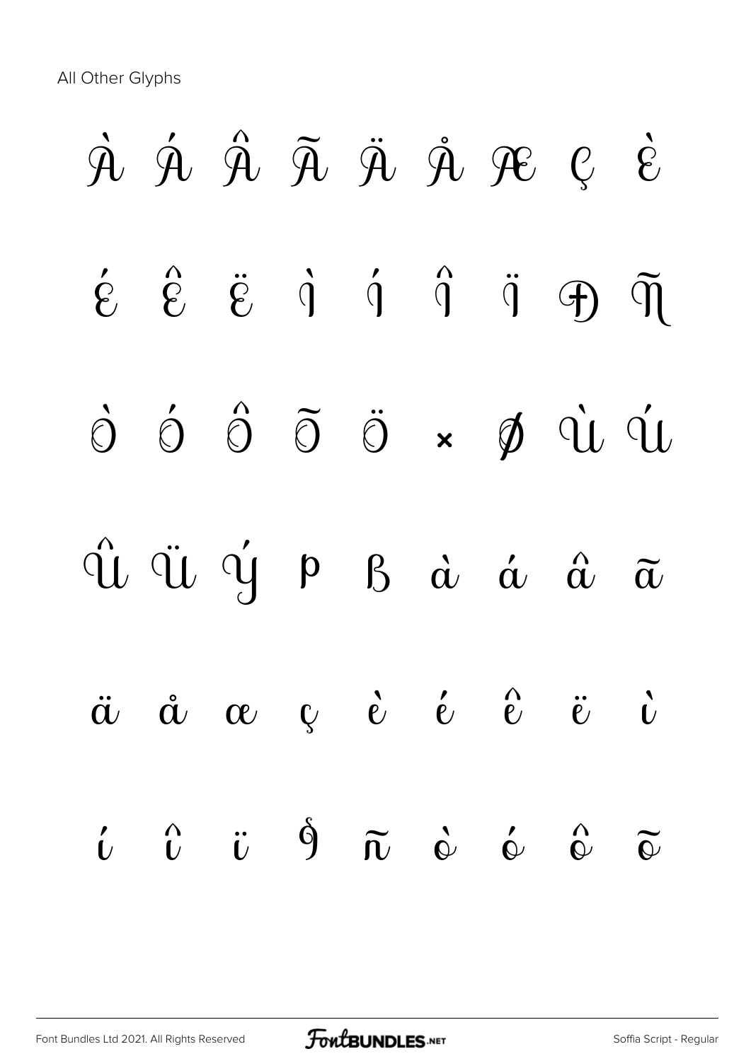All Other Glyphs

À Á Â Ã Ä Å Æ Ç È

É Ê Ë Ì Í Î Ï Ð Ñ

Ò Ó Ô Õ Ö × Ø Ù Ú

Û Ü Ý Þ ß à á â ã

ä å æ ç è é ê ë ì

í î ï ð ñ ò ó ô õ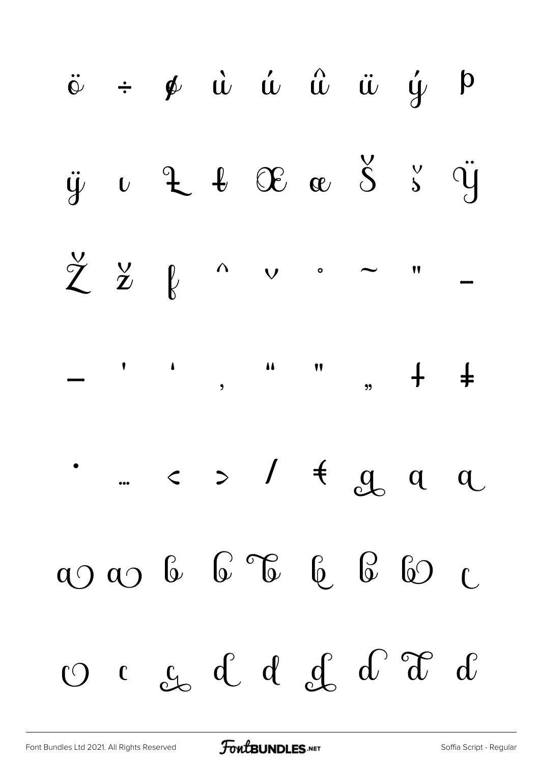ö ÷ ø ù ú û ü ý þ

ÿ ı Ł ł Œ œ Š š Ÿ

Ž ž ƒ ˆ ˇ ˚ ˜ ˝ –

— ' ' ‚ " " „ † ‡

• … ‹ › ⁄ ₮ a a a

a a b b b b b b c

c c c d d d d d d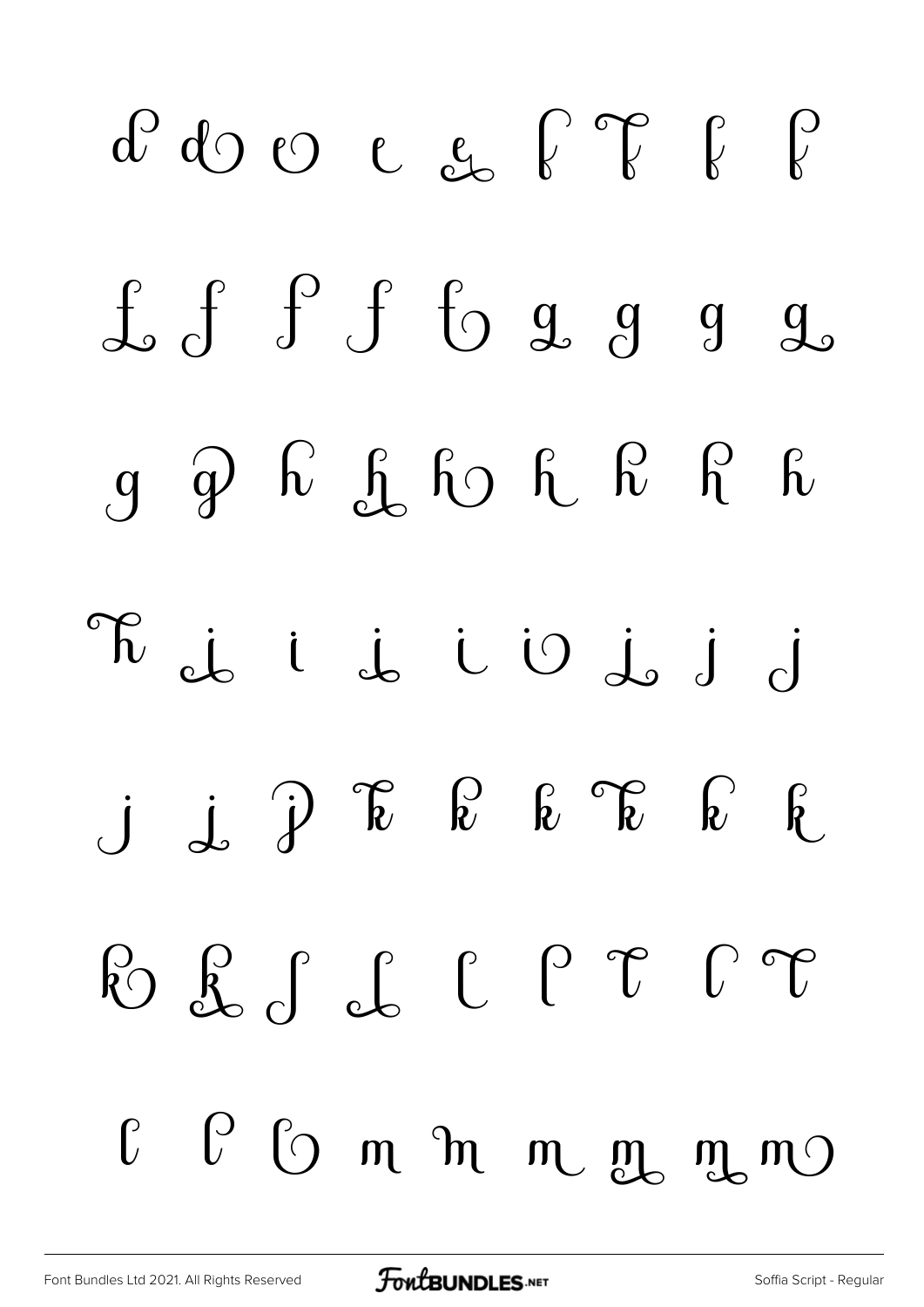d d e e e f f f f

f f f f f g g g g

g g h h h h h h h

h i i i i i j j j

j j j k k k k k k

k k l l l l l l l

l l l m m m m m m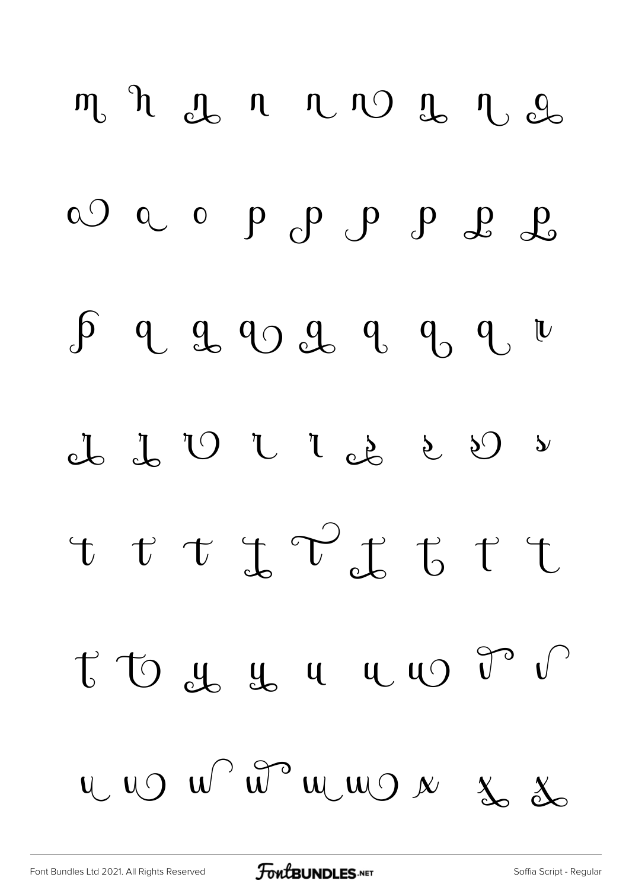m h n n n n n n n

o o o p p p p p p

p q q q q q q q r

r r r r r s s s s

t t t t t t t t t

t t u u u u u v v

v v w w w w x x x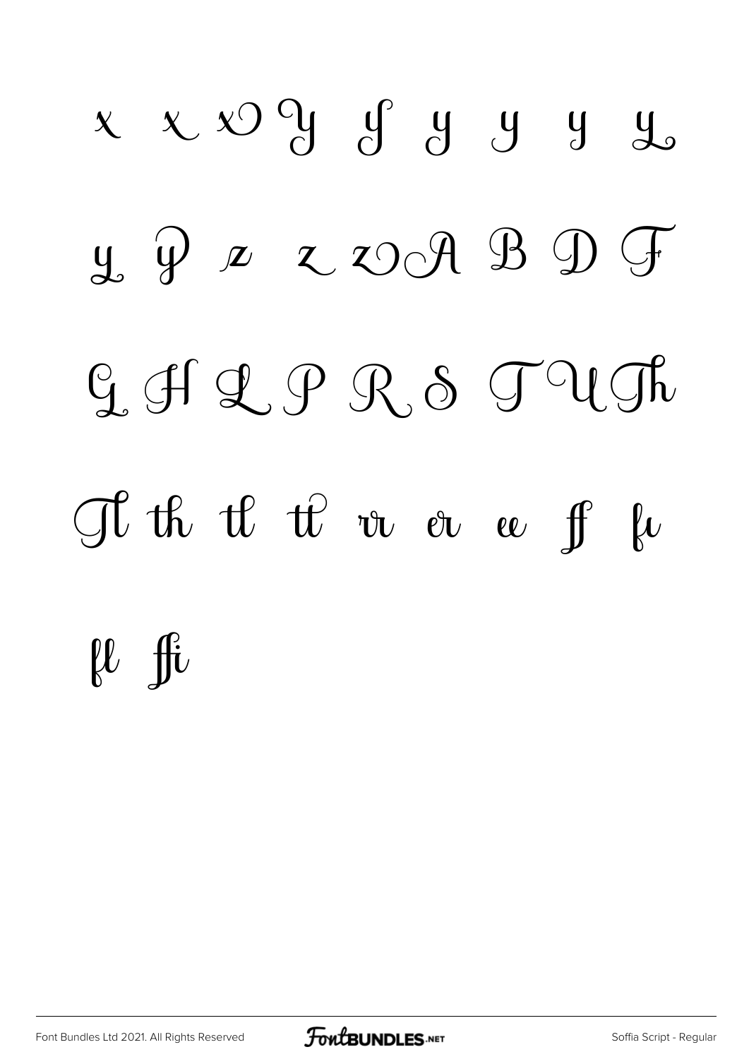x x xↄ Y y y y y y

y y z z zↄ A B D F

G H L P R S T U Th

Tl th tl tt rr er ee ff fi

fl ffi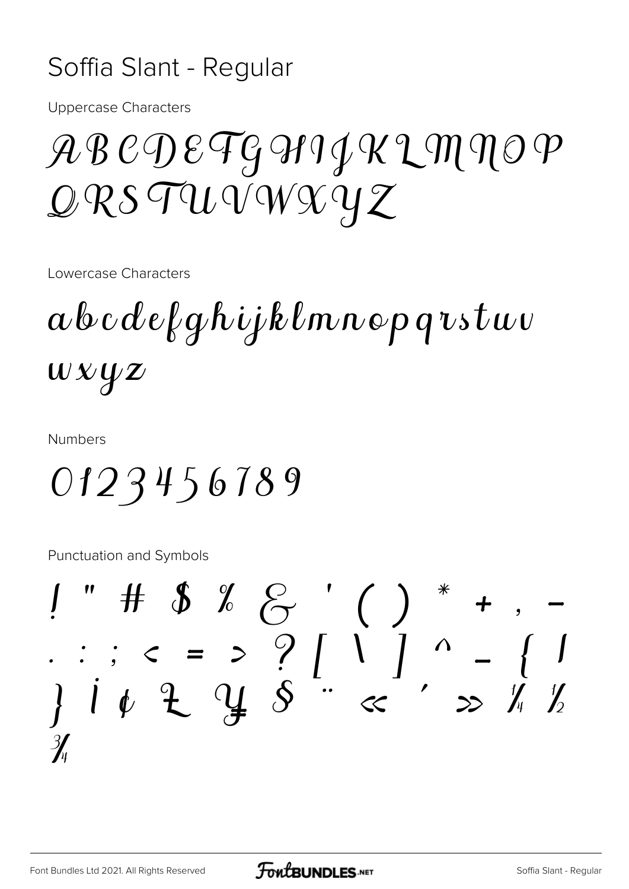# Soffia Slant - Regular

Uppercase Characters

A B C D E F G H I J K L M N O P Q R S T U V W X Y Z

Lowercase Characters

a b c d e f g h i j k l m n o p q r s t u v w x y z

Numbers

0 1 2 3 4 5 6 7 8 9

Punctuation and Symbols

! " # $ % & ' ( ) * + , - . : ; < = > ? [ \ ] ^ _ { | } ¡ ¢ £ ¥ § ¨ « ´ » ¼ ½ ¾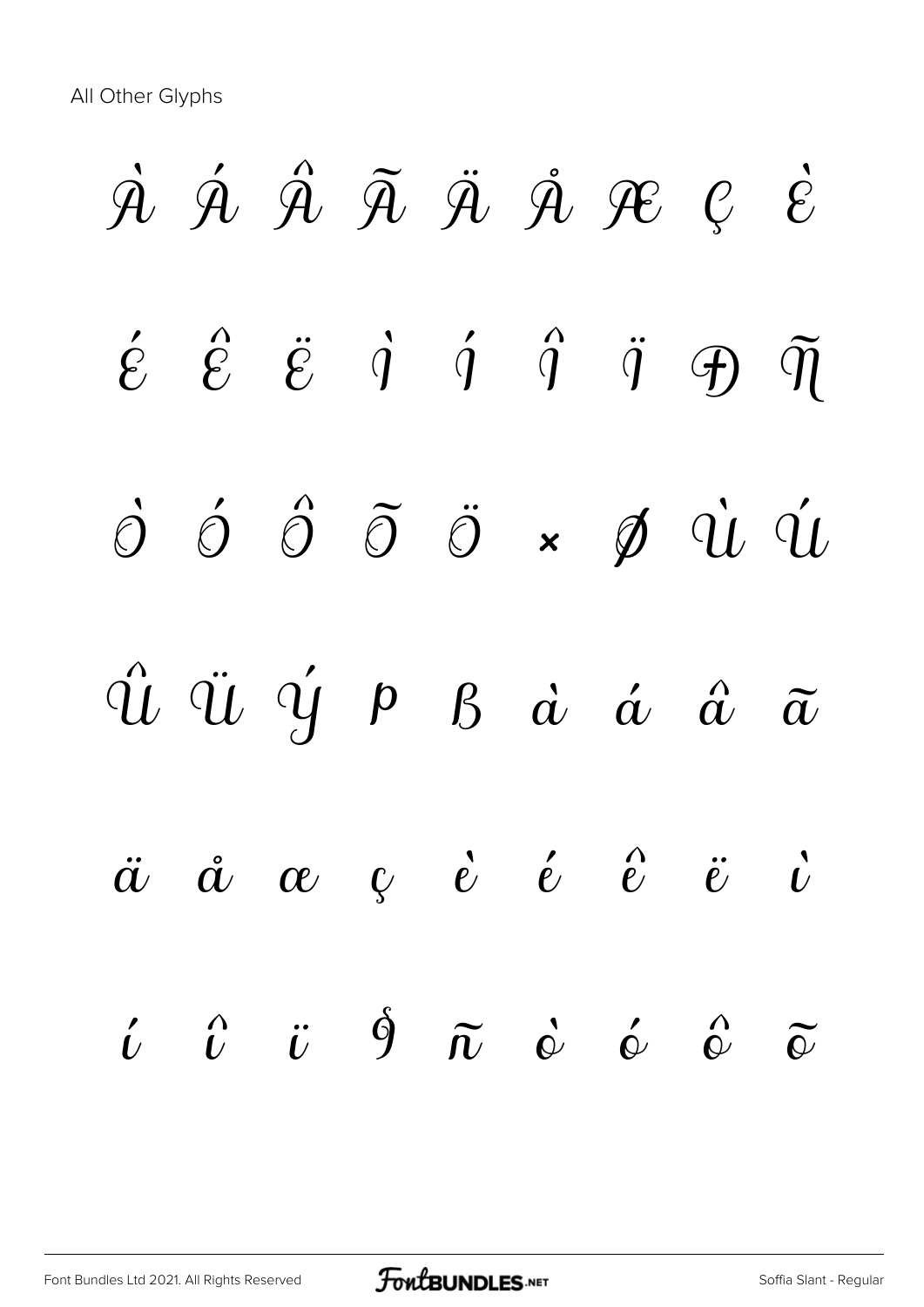All Other Glyphs

À Á Â Ã Ä Å Æ Ç È

É Ê Ë Ì Í Î Ï Ð Ñ

Ò Ó Ô Õ Ö × Ø Ù Ú

Û Ü Ý Þ ß à á â ã

ä å æ ç è é ê ë ì

í î ï ð ñ ò ó ô õ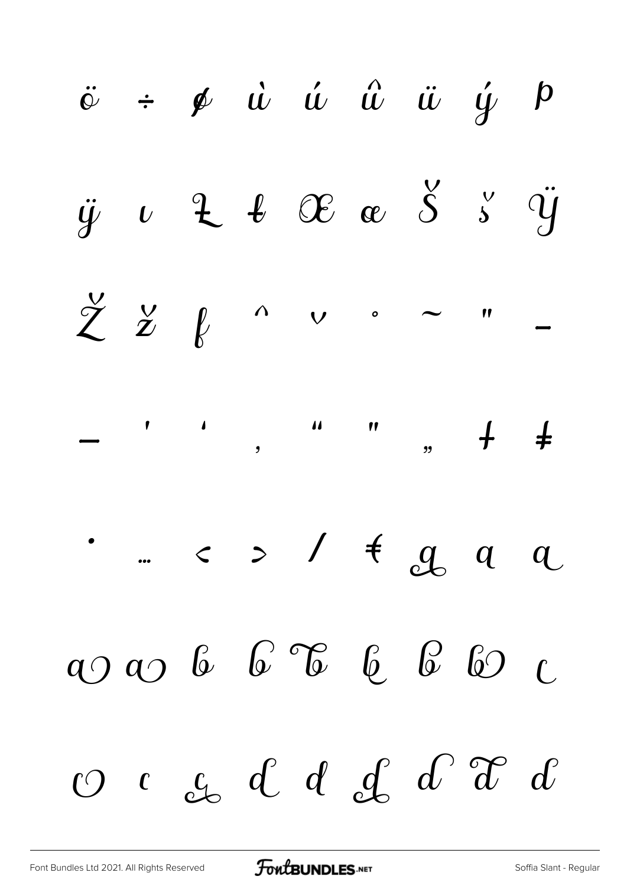ö ÷ ø ù ú û ü ý þ

ÿ ı Ƶ ƶ Œ œ Š š Ÿ

Ž ž ƒ ˆ ˇ ˚ ˜ ˝ –

— ' ' ‚ " " „ † ‡

• … ‹ › ⁄ € ɑ ɑ ɑ

ɑ ɑ b b b b b b c

c c c d d d d d d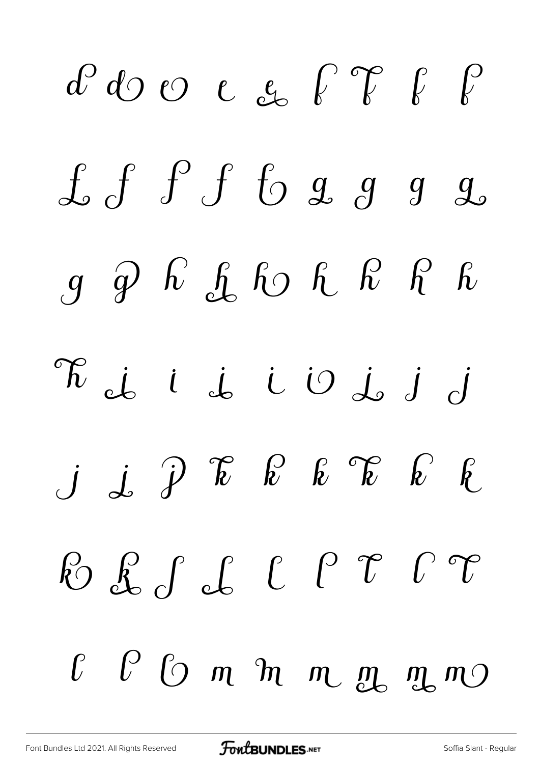d d e e e f f f f

f f f f f g g g g

g g h h h h h h h

h i i i i i i j j

j j j k k k k k k

k k l l l l l l l

l l l m m m m m m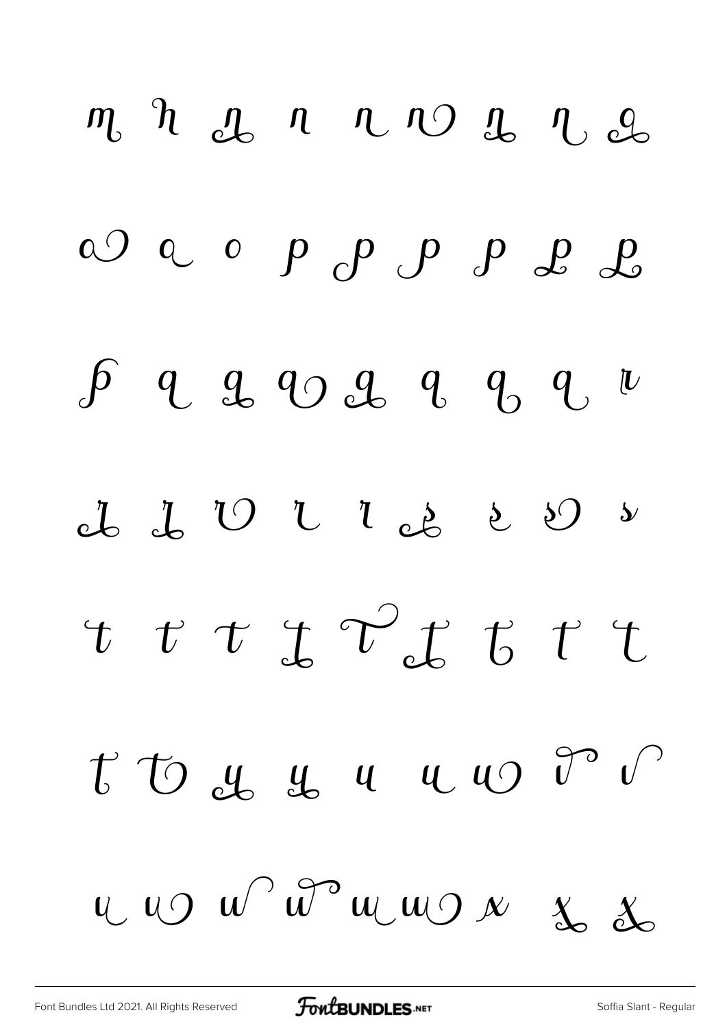m n n n n n n n n

o o o p p p p p p

p q q q q q q q r

r r r r r s s s s

t t t t t t t t t

t t u u u u u v v

v v w w w w x x x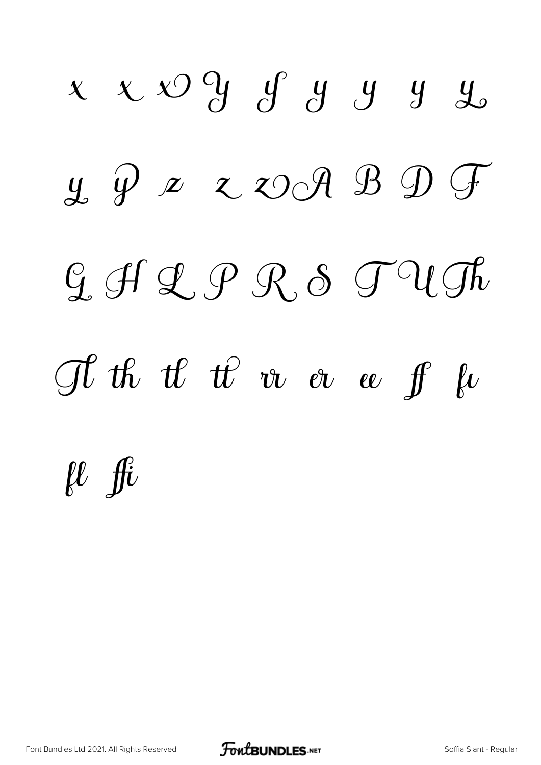x x xↄ Y y y y y y

y y z z zↄA B D F

G H L P R S T U Th

Tl th tl tl rr er ee ff fl

fl ffi